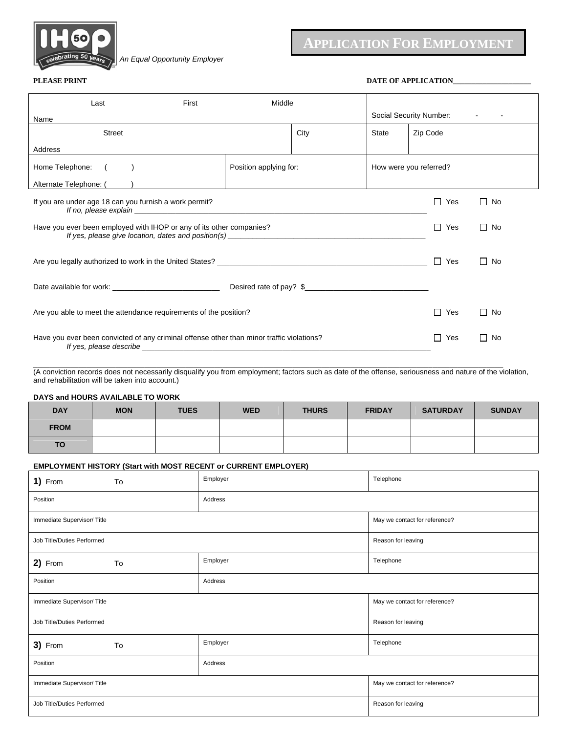IHOP 50 celebrating 50 years

*An Equal Opportunity Employer*

# APPLICATION FOR EMPLOYMENT

**PLEASE PRINT** **DATE OF APPLICATION**____________________

| Name: Last / First / Middle | | | Social Security Number: - - | |
|---|---|---|---|---|
| Address: Street | | City | State | Zip Code |
| Home Telephone: ( ) <br> Alternate Telephone: ( ) | Position applying for: | | How were you referred? | |

If you are under age 18 can you furnish a work permit? ☐ Yes ☐ No
*If no, please explain* ____________________

Have you ever been employed with IHOP or any of its other companies? ☐ Yes ☐ No
*If yes, please give location, dates and position(s)* ____________________

Are you legally authorized to work in the United States? ____________________ ☐ Yes ☐ No

Date available for work: ____________________ Desired rate of pay? $____________________

Are you able to meet the attendance requirements of the position? ☐ Yes ☐ No

Have you ever been convicted of any criminal offense other than minor traffic violations? ☐ Yes ☐ No
*If yes, please describe* ____________________

____________________

(A conviction records does not necessarily disqualify you from employment; factors such as date of the offense, seriousness and nature of the violation, and rehabilitation will be taken into account.)

**DAYS and HOURS AVAILABLE TO WORK**

| DAY | MON | TUES | WED | THURS | FRIDAY | SATURDAY | SUNDAY |
|---|---|---|---|---|---|---|---|
| FROM | | | | | | | |
| TO | | | | | | | |

**EMPLOYMENT HISTORY (Start with MOST RECENT or CURRENT EMPLOYER)**

| **1)** From To | Employer | Telephone |
|---|---|---|
| Position | Address | |
| Immediate Supervisor/ Title | | May we contact for reference? |
| Job Title/Duties Performed | | Reason for leaving |
| **2)** From To | Employer | Telephone |
| Position | Address | |
| Immediate Supervisor/ Title | | May we contact for reference? |
| Job Title/Duties Performed | | Reason for leaving |
| **3)** From To | Employer | Telephone |
| Position | Address | |
| Immediate Supervisor/ Title | | May we contact for reference? |
| Job Title/Duties Performed | | Reason for leaving |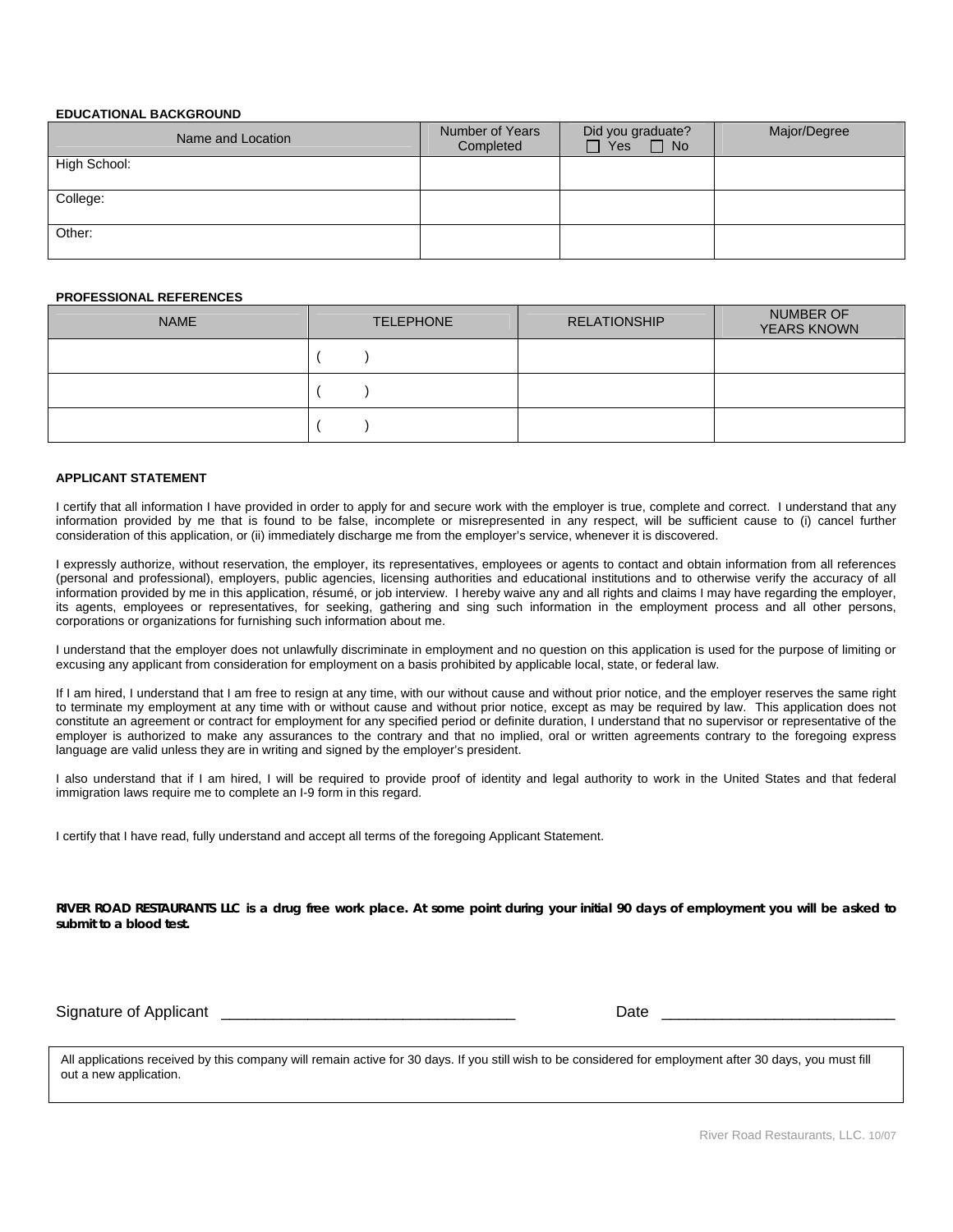**EDUCATIONAL BACKGROUND**

| Name and Location | Number of Years Completed | Did you graduate? ☐ Yes ☐ No | Major/Degree |
|---|---|---|---|
| High School: | | | |
| College: | | | |
| Other: | | | |

**PROFESSIONAL REFERENCES**

| NAME | TELEPHONE | RELATIONSHIP | NUMBER OF YEARS KNOWN |
|---|---|---|---|
| | (     ) | | |
| | (     ) | | |
| | (     ) | | |

**APPLICANT STATEMENT**

I certify that all information I have provided in order to apply for and secure work with the employer is true, complete and correct. I understand that any information provided by me that is found to be false, incomplete or misrepresented in any respect, will be sufficient cause to (i) cancel further consideration of this application, or (ii) immediately discharge me from the employer's service, whenever it is discovered.

I expressly authorize, without reservation, the employer, its representatives, employees or agents to contact and obtain information from all references (personal and professional), employers, public agencies, licensing authorities and educational institutions and to otherwise verify the accuracy of all information provided by me in this application, résumé, or job interview. I hereby waive any and all rights and claims I may have regarding the employer, its agents, employees or representatives, for seeking, gathering and sing such information in the employment process and all other persons, corporations or organizations for furnishing such information about me.

I understand that the employer does not unlawfully discriminate in employment and no question on this application is used for the purpose of limiting or excusing any applicant from consideration for employment on a basis prohibited by applicable local, state, or federal law.

If I am hired, I understand that I am free to resign at any time, with our without cause and without prior notice, and the employer reserves the same right to terminate my employment at any time with or without cause and without prior notice, except as may be required by law. This application does not constitute an agreement or contract for employment for any specified period or definite duration, I understand that no supervisor or representative of the employer is authorized to make any assurances to the contrary and that no implied, oral or written agreements contrary to the foregoing express language are valid unless they are in writing and signed by the employer's president.

I also understand that if I am hired, I will be required to provide proof of identity and legal authority to work in the United States and that federal immigration laws require me to complete an I-9 form in this regard.

I certify that I have read, fully understand and accept all terms of the foregoing Applicant Statement.

***RIVER ROAD RESTAURANTS LLC is a drug free work place. At some point during your initial 90 days of employment you will be asked to submit to a blood test.***

Signature of Applicant \_\_\_\_\_\_\_\_\_\_\_\_\_\_\_\_\_\_\_\_\_\_\_\_\_\_\_\_\_\_\_\_\_\_ Date \_\_\_\_\_\_\_\_\_\_\_\_\_\_\_\_\_\_\_\_\_\_\_\_\_\_\_

All applications received by this company will remain active for 30 days. If you still wish to be considered for employment after 30 days, you must fill out a new application.

River Road Restaurants, LLC. 10/07